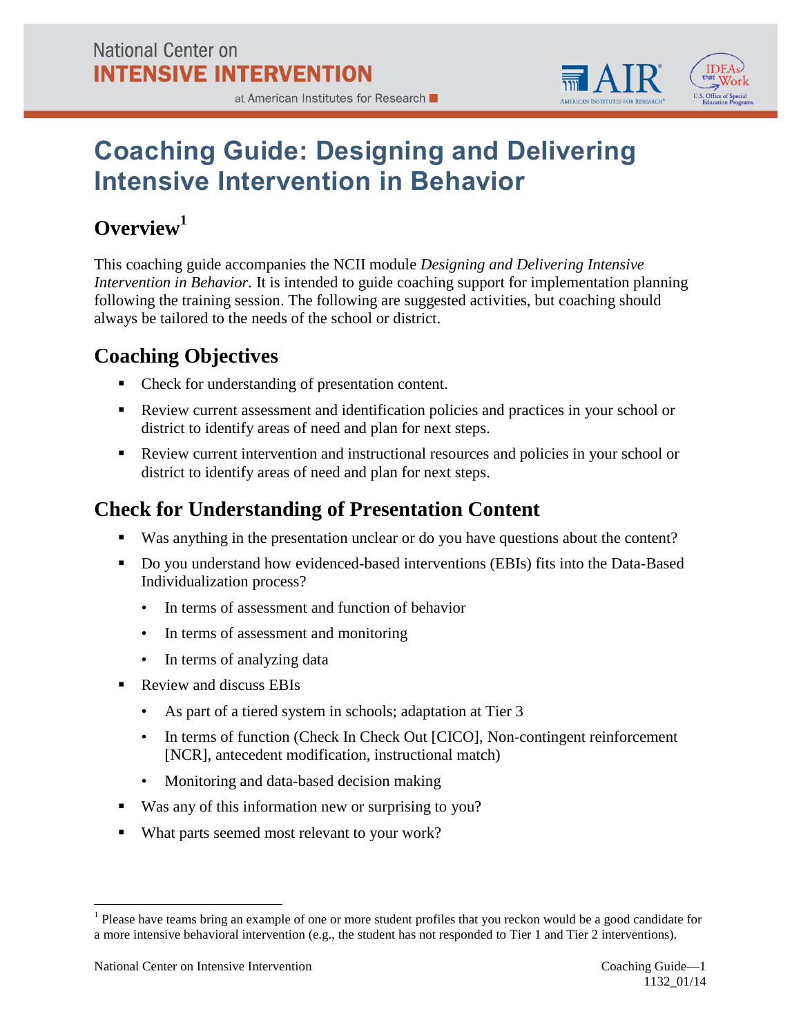National Center on
**INTENSIVE INTERVENTION**
at American Institutes for Research

# Coaching Guide: Designing and Delivering Intensive Intervention in Behavior

## Overview[1]

This coaching guide accompanies the NCII module *Designing and Delivering Intensive Intervention in Behavior*. It is intended to guide coaching support for implementation planning following the training session. The following are suggested activities, but coaching should always be tailored to the needs of the school or district.

## Coaching Objectives

- Check for understanding of presentation content.
- Review current assessment and identification policies and practices in your school or district to identify areas of need and plan for next steps.
- Review current intervention and instructional resources and policies in your school or district to identify areas of need and plan for next steps.

## Check for Understanding of Presentation Content

- Was anything in the presentation unclear or do you have questions about the content?
- Do you understand how evidenced-based interventions (EBIs) fits into the Data-Based Individualization process?
  - In terms of assessment and function of behavior
  - In terms of assessment and monitoring
  - In terms of analyzing data
- Review and discuss EBIs
  - As part of a tiered system in schools; adaptation at Tier 3
  - In terms of function (Check In Check Out [CICO], Non-contingent reinforcement [NCR], antecedent modification, instructional match)
  - Monitoring and data-based decision making
- Was any of this information new or surprising to you?
- What parts seemed most relevant to your work?

---

[1] Please have teams bring an example of one or more student profiles that you reckon would be a good candidate for a more intensive behavioral intervention (e.g., the student has not responded to Tier 1 and Tier 2 interventions).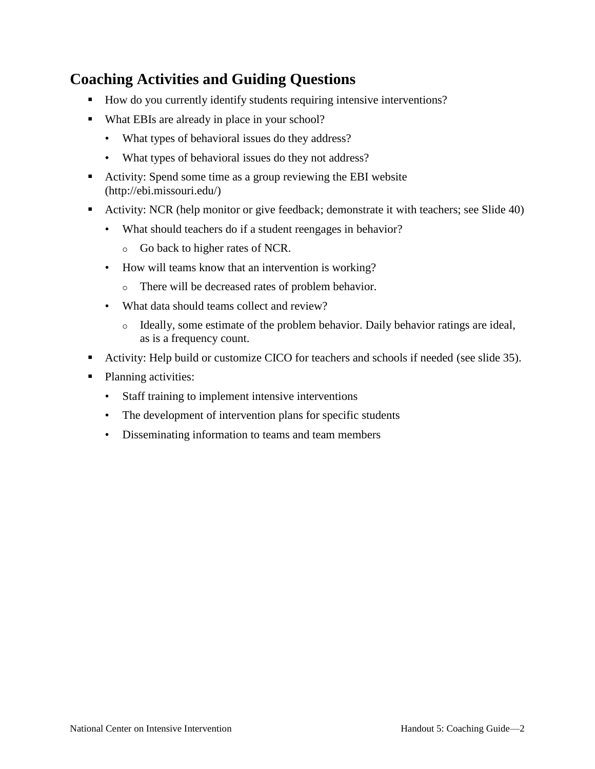## Coaching Activities and Guiding Questions

- How do you currently identify students requiring intensive interventions?
- What EBIs are already in place in your school?
  - What types of behavioral issues do they address?
  - What types of behavioral issues do they not address?
- Activity: Spend some time as a group reviewing the EBI website (http://ebi.missouri.edu/)
- Activity: NCR (help monitor or give feedback; demonstrate it with teachers; see Slide 40)
  - What should teachers do if a student reengages in behavior?
    - Go back to higher rates of NCR.
  - How will teams know that an intervention is working?
    - There will be decreased rates of problem behavior.
  - What data should teams collect and review?
    - Ideally, some estimate of the problem behavior. Daily behavior ratings are ideal, as is a frequency count.
- Activity: Help build or customize CICO for teachers and schools if needed (see slide 35).
- Planning activities:
  - Staff training to implement intensive interventions
  - The development of intervention plans for specific students
  - Disseminating information to teams and team members